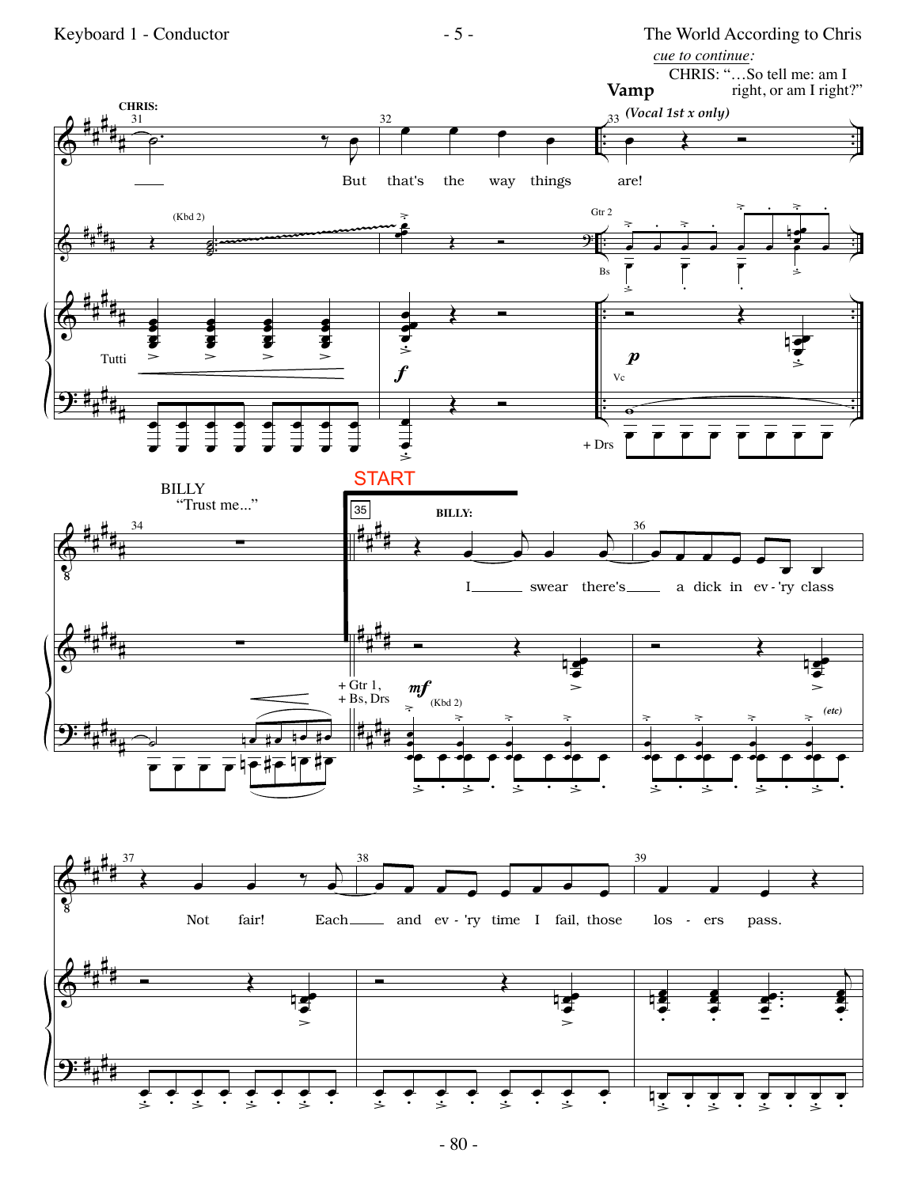*cue to continue:*
CHRIS: "…So tell me: am I right, or am I right?"

**Vamp**

*(Vocal 1st x only)*

**CHRIS:**

31 — But that's the way things — 33 are!

(Kbd 2) Gtr 2 Bs

Tutti *f* *p* Vc + Drs

BILLY "Trust me…"

START

35 **BILLY:**

I ___ swear there's ___ a dick in ev - 'ry class

+ Gtr 1, + Bs, Drs *mf* (Kbd 2) *(etc)*

37 Not fair! Each ___ and ev - 'ry time I fail, those los - ers pass.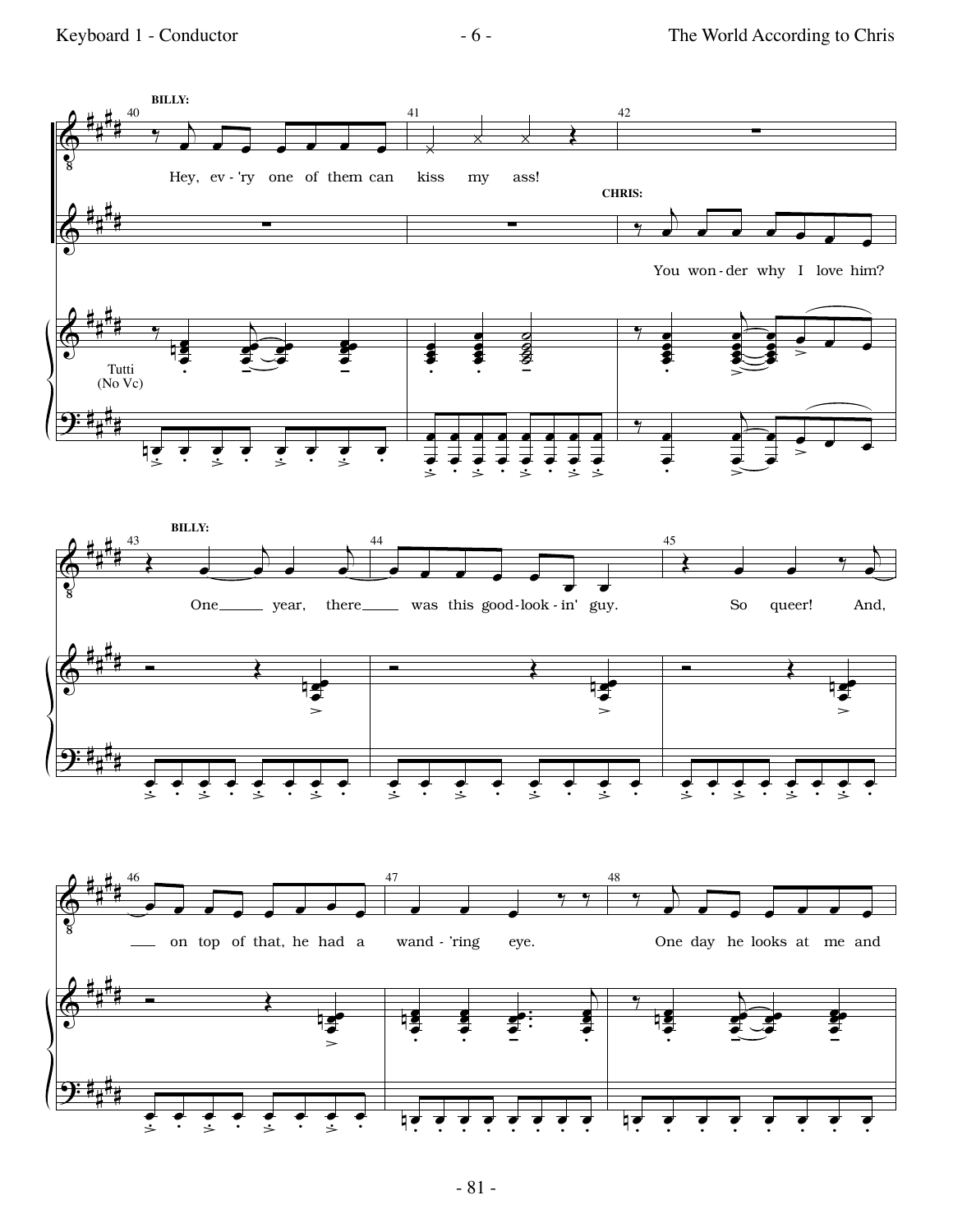BILLY:

Hey, ev - 'ry one of them can kiss my ass!

CHRIS:

You won - der why I love him?

Tutti (No Vc)

BILLY:

One year, there was this good - look - in' guy. So queer! And, on top of that, he had a wand - 'ring eye. One day he looks at me and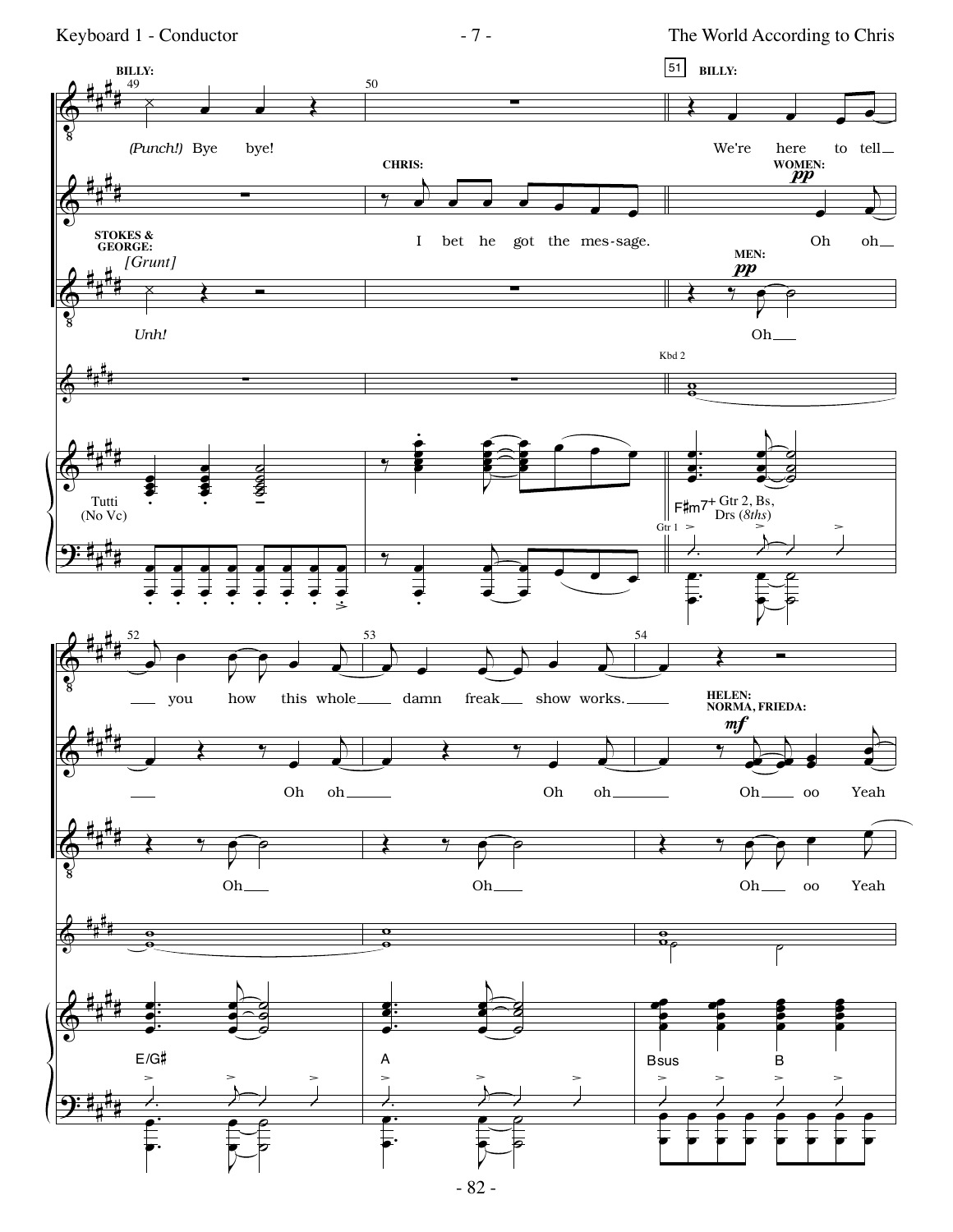**BILLY:**

(Punch!) Bye bye!

We're here to tell you how this whole damn freak show works.

**CHRIS:**

I bet he got the mes-sage.

**WOMEN:** *pp*

Oh oh Oh oh Oh oh

**HELEN: NORMA, FRIEDA:** *mf*

Oh oo Yeah

**STOKES & GEORGE:** [Grunt]

Unh!

**MEN:** *pp*

Oh Oh Oh Oh oo Yeah

Kbd 2

Tutti (No Vc)

F♯m7+ Gtr 2, Bs, Drs (8ths)

Gtr 1

E/G♯

A

Bsus B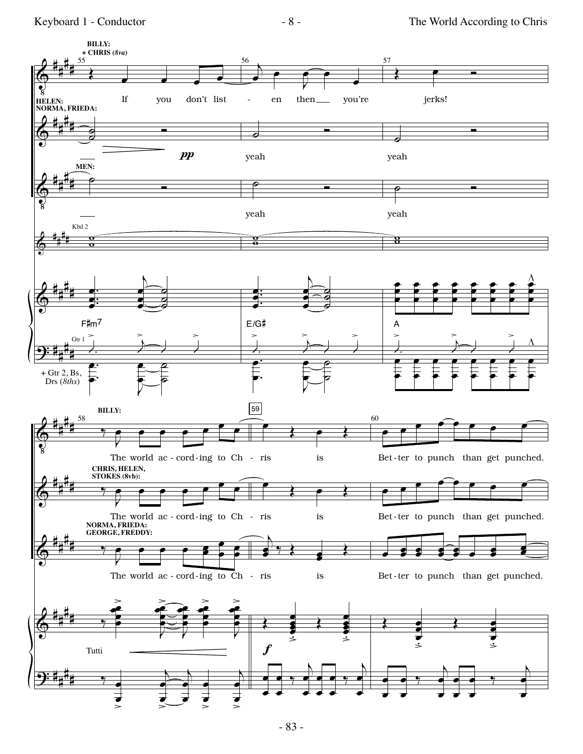BILLY: + CHRIS (8va)

If you don't list - en then you're jerks!

HELEN: NORMA, FRIEDA:

*pp*

yeah yeah

MEN:

yeah yeah

Kbd 2

F♯m7 E/G♯ A

Gtr 1

+ Gtr 2, Bs, Drs (8ths)

BILLY:

59

The world ac - cord - ing to Ch - ris is Bet - ter to punch than get punched.

CHRIS, HELEN, STOKES (8vb):

The world ac - cord - ing to Ch - ris is Bet - ter to punch than get punched.

NORMA, FRIEDA: GEORGE, FREDDY:

The world ac - cord - ing to Ch - ris is Bet - ter to punch than get punched.

Tutti

*f*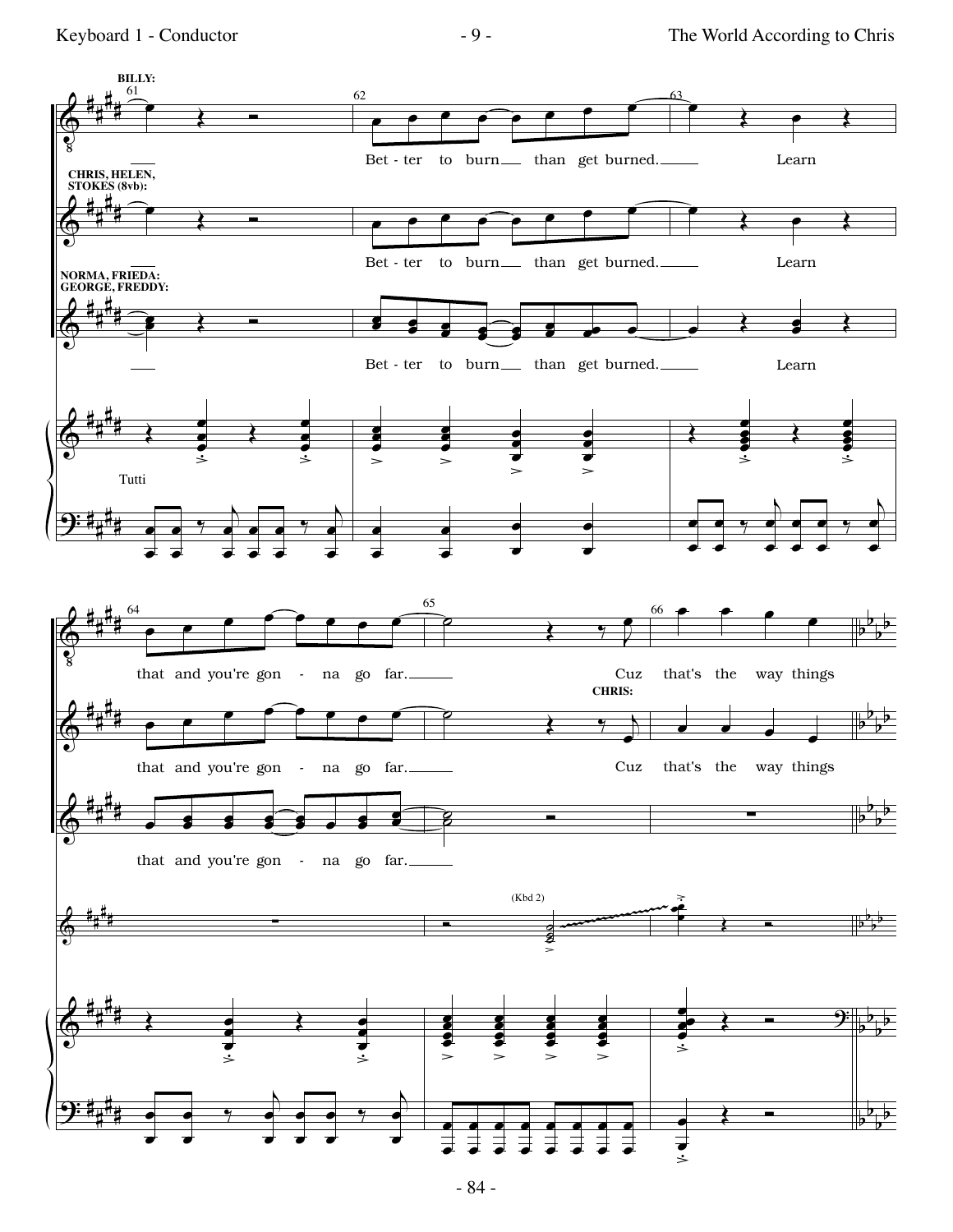**BILLY:**

61 62 63

Bet - ter to burn ___ than get burned. ___ Learn

**CHRIS, HELEN, STOKES (8vb):**

Bet - ter to burn ___ than get burned. ___ Learn

**NORMA, FRIEDA: GEORGE, FREDDY:**

Bet - ter to burn ___ than get burned. ___ Learn

Tutti

64 65 66

that and you're gon - na go far. ___ Cuz that's the way things

**CHRIS:**

that and you're gon - na go far. ___ Cuz that's the way things

that and you're gon - na go far. ___

(Kbd 2)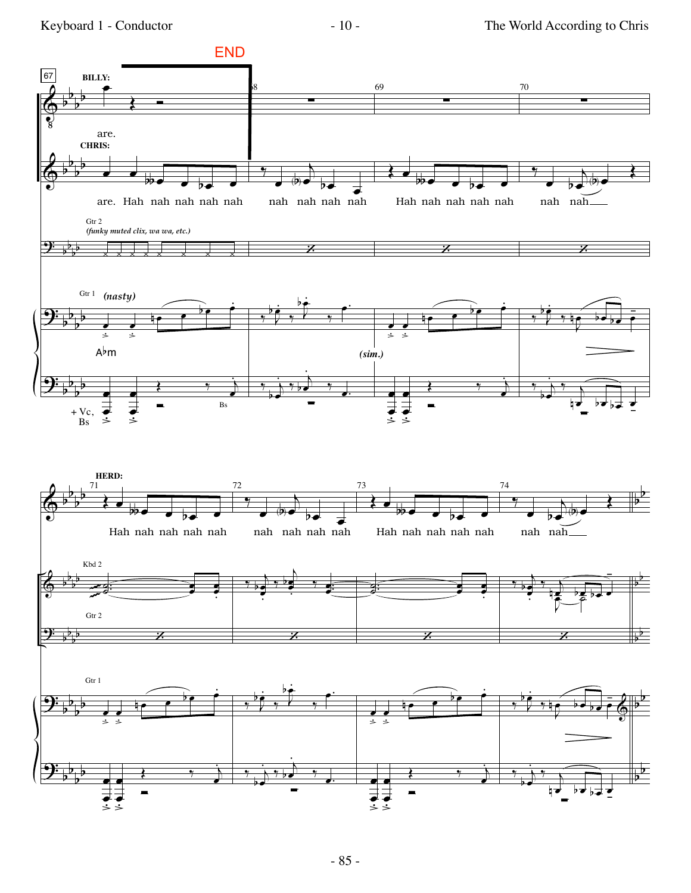END

BILLY:

are.

CHRIS:

are. Hah nah nah nah nah nah nah nah nah Hah nah nah nah nah nah nah

Gtr 2

*(funky muted clix, wa wa, etc.)*

Gtr 1 ***(nasty)***

A♭m

*(sim.)*

+ Vc, Bs

Bs

HERD:

Hah nah nah nah nah nah nah nah nah Hah nah nah nah nah nah nah

Kbd 2

Gtr 2

Gtr 1